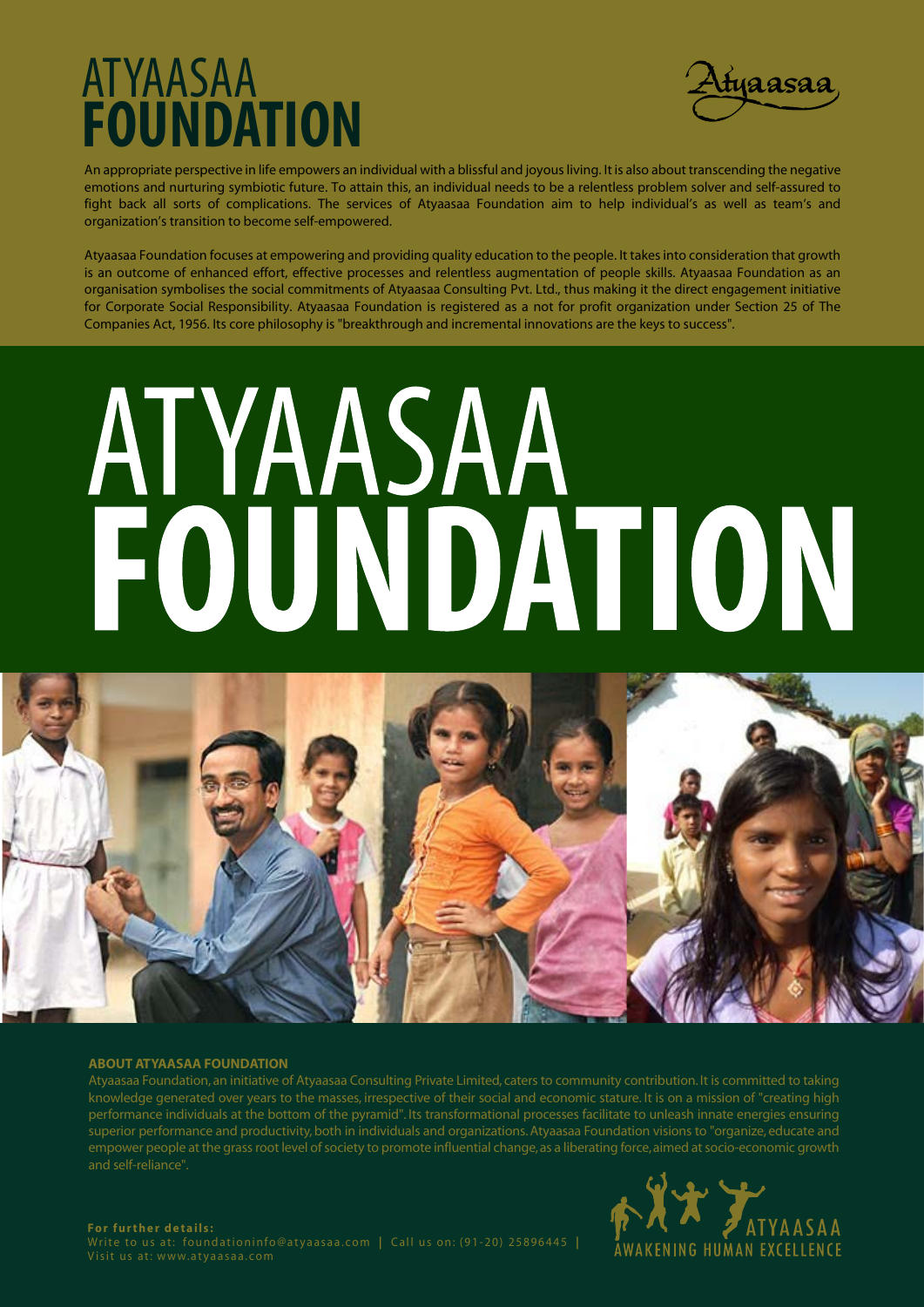# ATYAASAA FOUNDATION

Atyaasaa

An appropriate perspective in life empowers an individual with a blissful and joyous living. It is also about transcending the negative emotions and nurturing symbiotic future. To attain this, an individual needs to be a relentless problem solver and self-assured to fight back all sorts of complications. The services of Atyaasaa Foundation aim to help individual's as well as team's and organization's transition to become self-empowered.

Atyaasaa Foundation focuses at empowering and providing quality education to the people. It takes into consideration that growth is an outcome of enhanced effort, effective processes and relentless augmentation of people skills. Atyaasaa Foundation as an organisation symbolises the social commitments of Atyaasaa Consulting Pvt. Ltd., thus making it the direct engagement initiative for Corporate Social Responsibility. Atyaasaa Foundation is registered as a not for profit organization under Section 25 of The Companies Act, 1956. Its core philosophy is "breakthrough and incremental innovations are the keys to success".

# ATYAASAA FOUNDATION

### ABOUT ATYAASAA FOUNDATION

Atyaasaa Foundation, an initiative of Atyaasaa Consulting Private Limited, caters to community contribution. It is committed to taking knowledge generated over years to the masses, irrespective of their social and economic stature. It is on a mission of "creating high performance individuals at the bottom of the pyramid". Its transformational processes facilitate to unleash innate energies ensuring superior performance and productivity, both in individuals and organizations. Atyaasaa Foundation visions to "organize, educate and empower people at the grass root level of society to promote influential change, as a liberating force, aimed at socio-economic growth and self-reliance".

**For further details:**
Write to us at: foundationinfo@atyaasaa.com | Call us on: (91-20) 25896445 | Visit us at: www.atyaasaa.com

ATYAASAA
AWAKENING HUMAN EXCELLENCE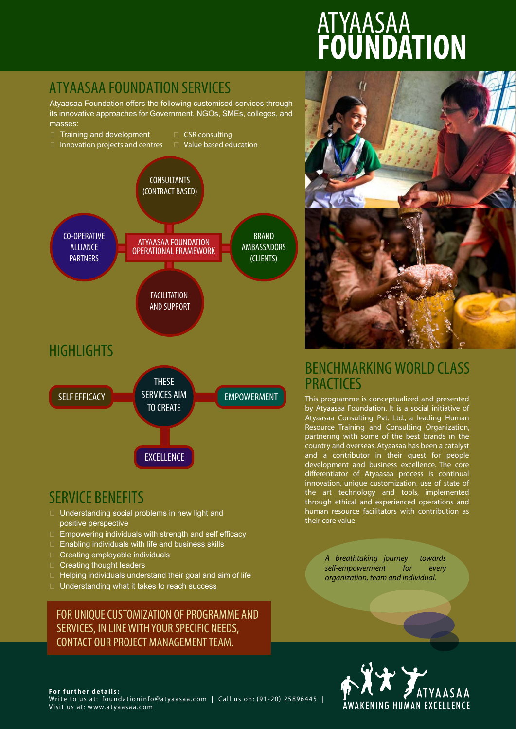# ATYAASAA FOUNDATION

## ATYAASAA FOUNDATION SERVICES

Atyaasaa Foundation offers the following customised services through its innovative approaches for Government, NGOs, SMEs, colleges, and masses:

- Training and development
- CSR consulting
- Innovation projects and centres
- Value based education

ATYAASAA FOUNDATION OPERATIONAL FRAMEWORK

CONSULTANTS (CONTRACT BASED)

CO-OPERATIVE ALLIANCE PARTNERS

BRAND AMBASSADORS (CLIENTS)

FACILITATION AND SUPPORT

## HIGHLIGHTS

THESE SERVICES AIM TO CREATE

SELF EFFICACY

EMPOWERMENT

EXCELLENCE

## SERVICE BENEFITS

- Understanding social problems in new light and positive perspective
- Empowering individuals with strength and self efficacy
- Enabling individuals with life and business skills
- Creating employable individuals
- Creating thought leaders
- Helping individuals understand their goal and aim of life
- Understanding what it takes to reach success

FOR UNIQUE CUSTOMIZATION OF PROGRAMME AND SERVICES, IN LINE WITH YOUR SPECIFIC NEEDS, CONTACT OUR PROJECT MANAGEMENT TEAM.

## BENCHMARKING WORLD CLASS PRACTICES

This programme is conceptualized and presented by Atyaasaa Foundation. It is a social initiative of Atyaasaa Consulting Pvt. Ltd., a leading Human Resource Training and Consulting Organization, partnering with some of the best brands in the country and overseas. Atyaasaa has been a catalyst and a contributor in their quest for people development and business excellence. The core differentiator of Atyaasaa process is continual innovation, unique customization, use of state of the art technology and tools, implemented through ethical and experienced operations and human resource facilitators with contribution as their core value.

*A breathtaking journey towards self-empowerment for every organization, team and individual.*

**For further details:**
Write to us at: foundationinfo@atyaasaa.com | Call us on: (91-20) 25896445 |
Visit us at: www.atyaasaa.com

ATYAASAA
AWAKENING HUMAN EXCELLENCE